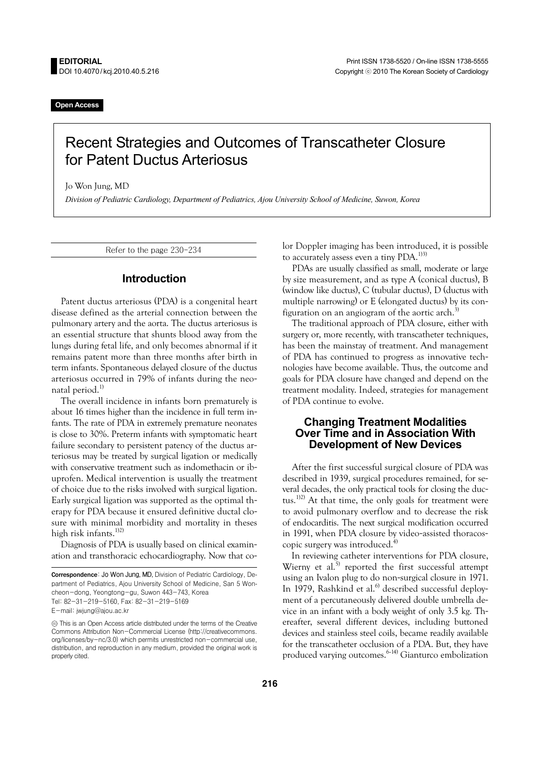**EDITORIAL**
DOI 10.4070/kcj.2010.40.5.216

Print ISSN 1738-5520 / On-line ISSN 1738-5555
Copyright ⓒ 2010 The Korean Society of Cardiology

**Open Access**

# Recent Strategies and Outcomes of Transcatheter Closure for Patent Ductus Arteriosus

Jo Won Jung, MD

*Division of Pediatric Cardiology, Department of Pediatrics, Ajou University School of Medicine, Suwon, Korea*

Refer to the page 230-234

## Introduction

Patent ductus arteriosus (PDA) is a congenital heart disease defined as the arterial connection between the pulmonary artery and the aorta. The ductus arteriosus is an essential structure that shunts blood away from the lungs during fetal life, and only becomes abnormal if it remains patent more than three months after birth in term infants. Spontaneous delayed closure of the ductus arteriosus occurred in 79% of infants during the neonatal period.[1]

The overall incidence in infants born prematurely is about 16 times higher than the incidence in full term infants. The rate of PDA in extremely premature neonates is close to 30%. Preterm infants with symptomatic heart failure secondary to persistent patency of the ductus arteriosus may be treated by surgical ligation or medically with conservative treatment such as indomethacin or ibuprofen. Medical intervention is usually the treatment of choice due to the risks involved with surgical ligation. Early surgical ligation was supported as the optimal therapy for PDA because it ensured definitive ductal closure with minimal morbidity and mortality in theses high risk infants.[1)2)]

Diagnosis of PDA is usually based on clinical examination and transthoracic echocardiography. Now that color Doppler imaging has been introduced, it is possible to accurately assess even a tiny PDA.[1)3)]

PDAs are usually classified as small, moderate or large by size measurement, and as type A (conical ductus), B (window like ductus), C (tubular ductus), D (ductus with multiple narrowing) or E (elongated ductus) by its configuration on an angiogram of the aortic arch.[3)]

The traditional approach of PDA closure, either with surgery or, more recently, with transcatheter techniques, has been the mainstay of treatment. And management of PDA has continued to progress as innovative technologies have become available. Thus, the outcome and goals for PDA closure have changed and depend on the treatment modality. Indeed, strategies for management of PDA continue to evolve.

## Changing Treatment Modalities Over Time and in Association With Development of New Devices

After the first successful surgical closure of PDA was described in 1939, surgical procedures remained, for several decades, the only practical tools for closing the ductus.[1)2)] At that time, the only goals for treatment were to avoid pulmonary overflow and to decrease the risk of endocarditis. The next surgical modification occurred in 1991, when PDA closure by video-assisted thoracoscopic surgery was introduced.[4)]

In reviewing catheter interventions for PDA closure, Wierny et al.[5)] reported the first successful attempt using an Ivalon plug to do non-surgical closure in 1971. In 1979, Rashkind et al.[6)] described successful deployment of a percutaneously delivered double umbrella device in an infant with a body weight of only 3.5 kg. Thereafter, several different devices, including buttoned devices and stainless steel coils, became readily available for the transcatheter occlusion of a PDA. But, they have produced varying outcomes.[6-14)] Gianturco embolization

---

**Correspondence**: Jo Won Jung, MD, Division of Pediatric Cardiology, Department of Pediatrics, Ajou University School of Medicine, San 5 Woncheon-dong, Yeongtong-gu, Suwon 443-743, Korea
Tel: 82-31-219-5160, Fax: 82-31-219-5169
E-mail: jwjung@ajou.ac.kr

This is an Open Access article distributed under the terms of the Creative Commons Attribution Non-Commercial License (http://creativecommons.org/licenses/by-nc/3.0) which permits unrestricted non-commercial use, distribution, and reproduction in any medium, provided the original work is properly cited.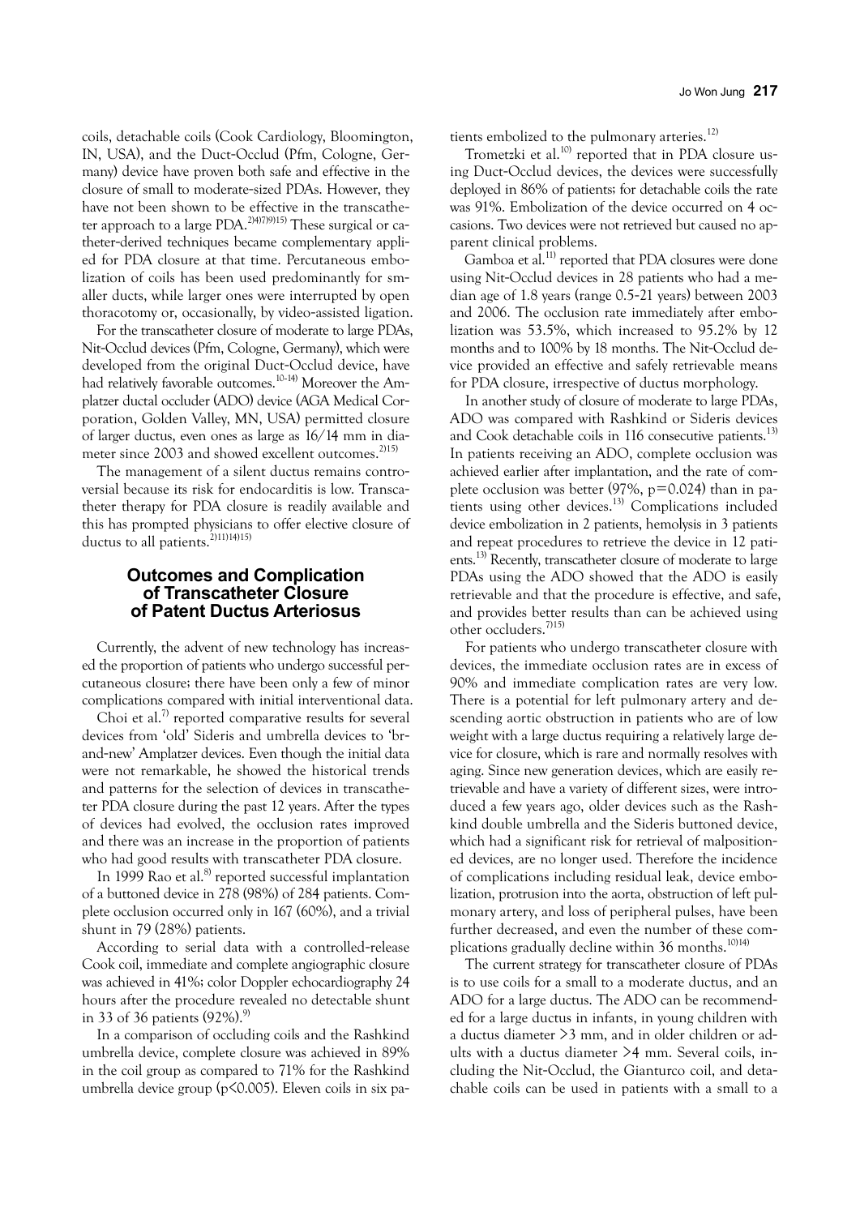coils, detachable coils (Cook Cardiology, Bloomington, IN, USA), and the Duct-Occlud (Pfm, Cologne, Germany) device have proven both safe and effective in the closure of small to moderate-sized PDAs. However, they have not been shown to be effective in the transcatheter approach to a large PDA.[2)4)7)9)15)] These surgical or catheter-derived techniques became complementary applied for PDA closure at that time. Percutaneous embolization of coils has been used predominantly for smaller ducts, while larger ones were interrupted by open thoracotomy or, occasionally, by video-assisted ligation.

For the transcatheter closure of moderate to large PDAs, Nit-Occlud devices (Pfm, Cologne, Germany), which were developed from the original Duct-Occlud device, have had relatively favorable outcomes.[10-14)] Moreover the Amplatzer ductal occluder (ADO) device (AGA Medical Corporation, Golden Valley, MN, USA) permitted closure of larger ductus, even ones as large as 16/14 mm in diameter since 2003 and showed excellent outcomes.[2)15)]

The management of a silent ductus remains controversial because its risk for endocarditis is low. Transcatheter therapy for PDA closure is readily available and this has prompted physicians to offer elective closure of ductus to all patients.[2)11)14)15)]

## Outcomes and Complication of Transcatheter Closure of Patent Ductus Arteriosus

Currently, the advent of new technology has increased the proportion of patients who undergo successful percutaneous closure; there have been only a few of minor complications compared with initial interventional data.

Choi et al.[7)] reported comparative results for several devices from 'old' Sideris and umbrella devices to 'brand-new' Amplatzer devices. Even though the initial data were not remarkable, he showed the historical trends and patterns for the selection of devices in transcatheter PDA closure during the past 12 years. After the types of devices had evolved, the occlusion rates improved and there was an increase in the proportion of patients who had good results with transcatheter PDA closure.

In 1999 Rao et al.[8)] reported successful implantation of a buttoned device in 278 (98%) of 284 patients. Complete occlusion occurred only in 167 (60%), and a trivial shunt in 79 (28%) patients.

According to serial data with a controlled-release Cook coil, immediate and complete angiographic closure was achieved in 41%; color Doppler echocardiography 24 hours after the procedure revealed no detectable shunt in 33 of 36 patients (92%).[9)]

In a comparison of occluding coils and the Rashkind umbrella device, complete closure was achieved in 89% in the coil group as compared to 71% for the Rashkind umbrella device group ($p<0.005$). Eleven coils in six patients embolized to the pulmonary arteries.[12)]

Trometzki et al.[10)] reported that in PDA closure using Duct-Occlud devices, the devices were successfully deployed in 86% of patients; for detachable coils the rate was 91%. Embolization of the device occurred on 4 occasions. Two devices were not retrieved but caused no apparent clinical problems.

Gamboa et al.[11)] reported that PDA closures were done using Nit-Occlud devices in 28 patients who had a median age of 1.8 years (range 0.5-21 years) between 2003 and 2006. The occlusion rate immediately after embolization was 53.5%, which increased to 95.2% by 12 months and to 100% by 18 months. The Nit-Occlud device provided an effective and safely retrievable means for PDA closure, irrespective of ductus morphology.

In another study of closure of moderate to large PDAs, ADO was compared with Rashkind or Sideris devices and Cook detachable coils in 116 consecutive patients.[13)] In patients receiving an ADO, complete occlusion was achieved earlier after implantation, and the rate of complete occlusion was better (97%, $p=0.024$) than in patients using other devices.[13)] Complications included device embolization in 2 patients, hemolysis in 3 patients and repeat procedures to retrieve the device in 12 patients.[13)] Recently, transcatheter closure of moderate to large PDAs using the ADO showed that the ADO is easily retrievable and that the procedure is effective, and safe, and provides better results than can be achieved using other occluders.[7)15)]

For patients who undergo transcatheter closure with devices, the immediate occlusion rates are in excess of 90% and immediate complication rates are very low. There is a potential for left pulmonary artery and descending aortic obstruction in patients who are of low weight with a large ductus requiring a relatively large device for closure, which is rare and normally resolves with aging. Since new generation devices, which are easily retrievable and have a variety of different sizes, were introduced a few years ago, older devices such as the Rashkind double umbrella and the Sideris buttoned device, which had a significant risk for retrieval of malpositioned devices, are no longer used. Therefore the incidence of complications including residual leak, device embolization, protrusion into the aorta, obstruction of left pulmonary artery, and loss of peripheral pulses, have been further decreased, and even the number of these complications gradually decline within 36 months.[10)14)]

The current strategy for transcatheter closure of PDAs is to use coils for a small to a moderate ductus, and an ADO for a large ductus. The ADO can be recommended for a large ductus in infants, in young children with a ductus diameter >3 mm, and in older children or adults with a ductus diameter >4 mm. Several coils, including the Nit-Occlud, the Gianturco coil, and detachable coils can be used in patients with a small to a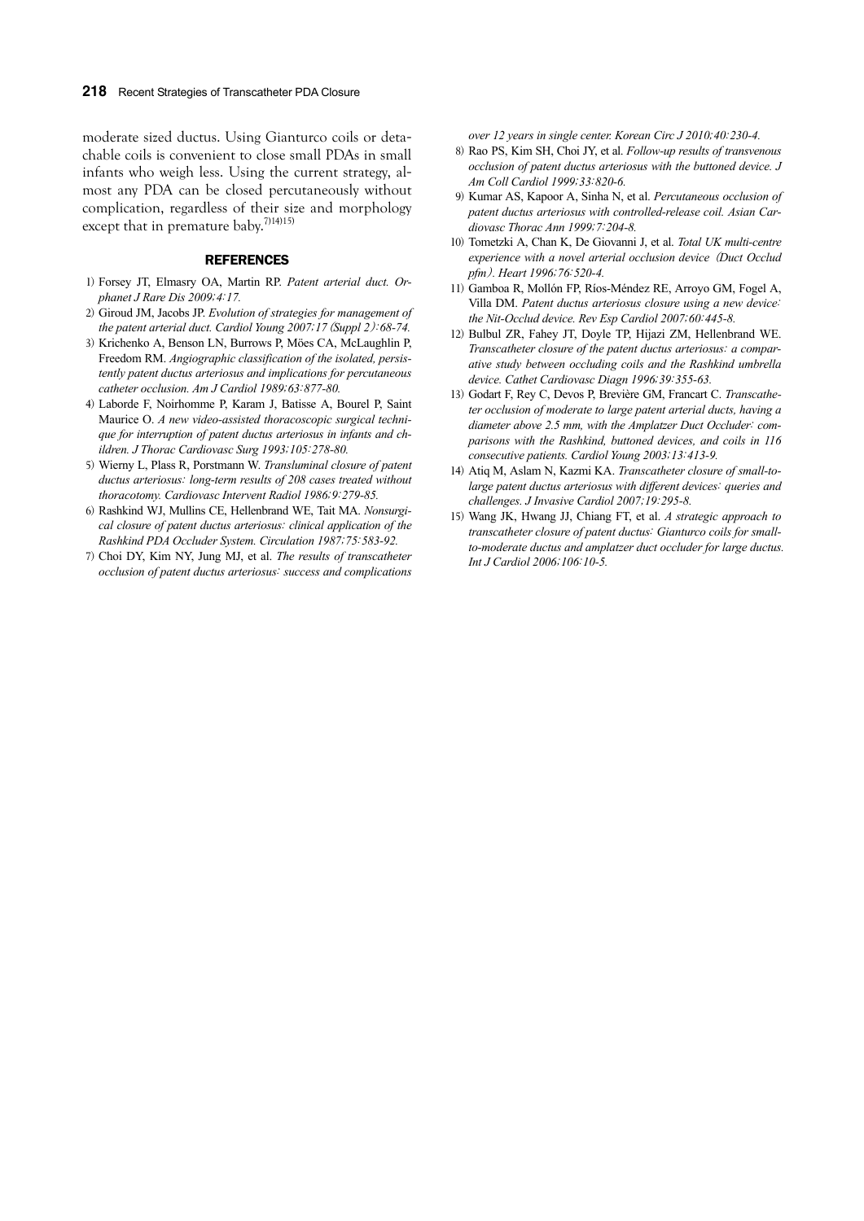moderate sized ductus. Using Gianturco coils or detachable coils is convenient to close small PDAs in small infants who weigh less. Using the current strategy, almost any PDA can be closed percutaneously without complication, regardless of their size and morphology except that in premature baby.[7][14][15]

## REFERENCES

1) Forsey JT, Elmasry OA, Martin RP. *Patent arterial duct. Orphanet J Rare Dis 2009;4:17.*
2) Giroud JM, Jacobs JP. *Evolution of strategies for management of the patent arterial duct. Cardiol Young 2007;17 (Suppl 2):68-74.*
3) Krichenko A, Benson LN, Burrows P, Möes CA, McLaughlin P, Freedom RM. *Angiographic classification of the isolated, persistently patent ductus arteriosus and implications for percutaneous catheter occlusion. Am J Cardiol 1989;63:877-80.*
4) Laborde F, Noirhomme P, Karam J, Batisse A, Bourel P, Saint Maurice O. *A new video-assisted thoracoscopic surgical technique for interruption of patent ductus arteriosus in infants and children. J Thorac Cardiovasc Surg 1993;105:278-80.*
5) Wierny L, Plass R, Porstmann W. *Transluminal closure of patent ductus arteriosus: long-term results of 208 cases treated without thoracotomy. Cardiovasc Intervent Radiol 1986;9:279-85.*
6) Rashkind WJ, Mullins CE, Hellenbrand WE, Tait MA. *Nonsurgical closure of patent ductus arteriosus: clinical application of the Rashkind PDA Occluder System. Circulation 1987;75:583-92.*
7) Choi DY, Kim NY, Jung MJ, et al. *The results of transcatheter occlusion of patent ductus arteriosus: success and complications over 12 years in single center. Korean Circ J 2010;40:230-4.*
8) Rao PS, Kim SH, Choi JY, et al. *Follow-up results of transvenous occlusion of patent ductus arteriosus with the buttoned device. J Am Coll Cardiol 1999;33:820-6.*
9) Kumar AS, Kapoor A, Sinha N, et al. *Percutaneous occlusion of patent ductus arteriosus with controlled-release coil. Asian Cardiovasc Thorac Ann 1999;7:204-8.*
10) Tometzki A, Chan K, De Giovanni J, et al. *Total UK multi-centre experience with a novel arterial occlusion device (Duct Occlud pfm). Heart 1996;76:520-4.*
11) Gamboa R, Mollón FP, Ríos-Méndez RE, Arroyo GM, Fogel A, Villa DM. *Patent ductus arteriosus closure using a new device: the Nit-Occlud device. Rev Esp Cardiol 2007;60:445-8.*
12) Bulbul ZR, Fahey JT, Doyle TP, Hijazi ZM, Hellenbrand WE. *Transcatheter closure of the patent ductus arteriosus: a comparative study between occluding coils and the Rashkind umbrella device. Cathet Cardiovasc Diagn 1996;39:355-63.*
13) Godart F, Rey C, Devos P, Brevière GM, Francart C. *Transcatheter occlusion of moderate to large patent arterial ducts, having a diameter above 2.5 mm, with the Amplatzer Duct Occluder: comparisons with the Rashkind, buttoned devices, and coils in 116 consecutive patients. Cardiol Young 2003;13:413-9.*
14) Atiq M, Aslam N, Kazmi KA. *Transcatheter closure of small-to-large patent ductus arteriosus with different devices: queries and challenges. J Invasive Cardiol 2007;19:295-8.*
15) Wang JK, Hwang JJ, Chiang FT, et al. *A strategic approach to transcatheter closure of patent ductus: Gianturco coils for small-to-moderate ductus and amplatzer duct occluder for large ductus. Int J Cardiol 2006;106:10-5.*